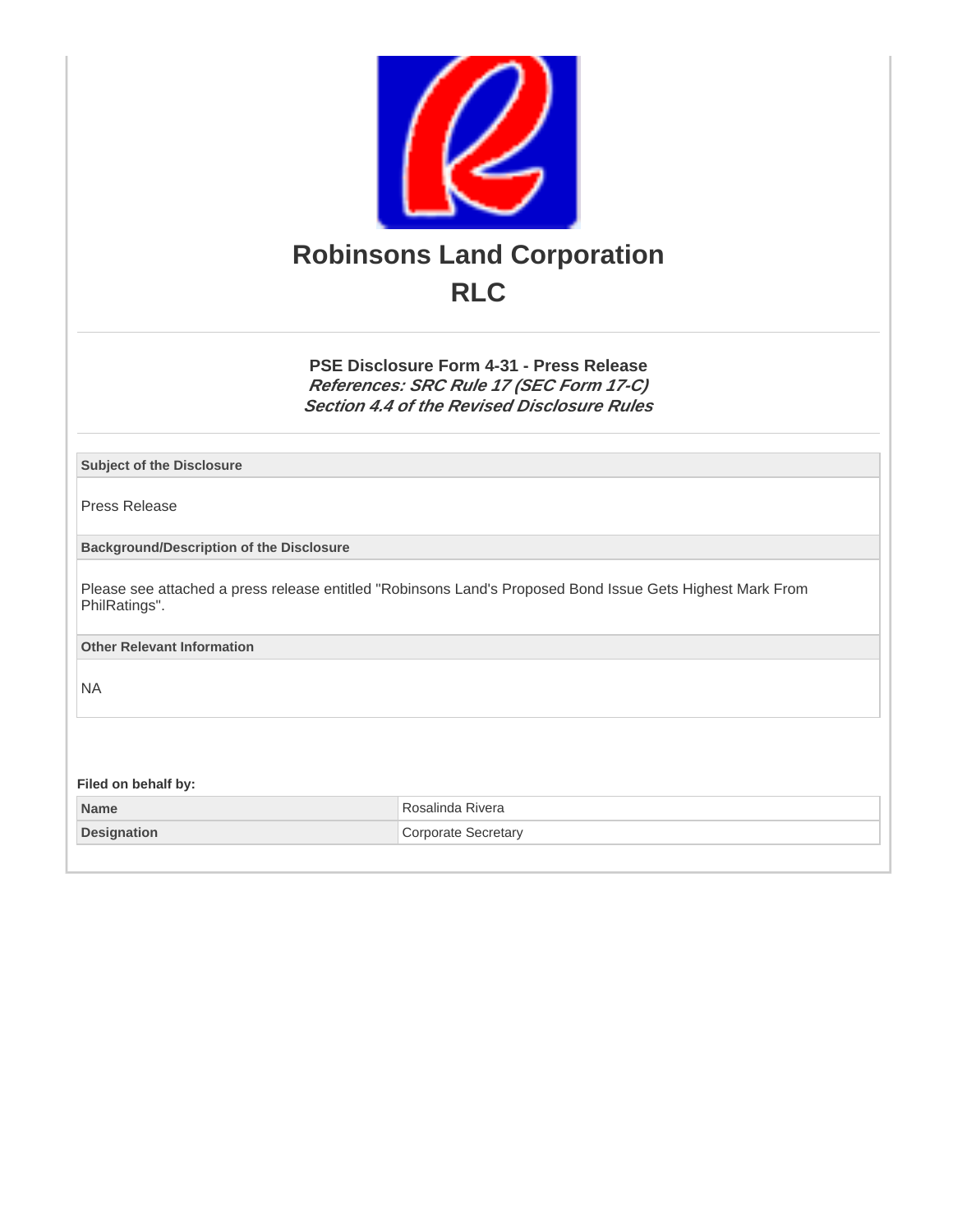# Robinsons Land Corporation

# RLC

### PSE Disclosure Form 4-31 - Press Release

***References: SRC Rule 17 (SEC Form 17-C)***

***Section 4.4 of the Revised Disclosure Rules***

| Subject of the Disclosure |
|---|
| Press Release |
| **Background/Description of the Disclosure** |
| Please see attached a press release entitled "Robinsons Land's Proposed Bond Issue Gets Highest Mark From PhilRatings". |
| **Other Relevant Information** |
| NA |

**Filed on behalf by:**

| | |
|---|---|
| **Name** | Rosalinda Rivera |
| **Designation** | Corporate Secretary |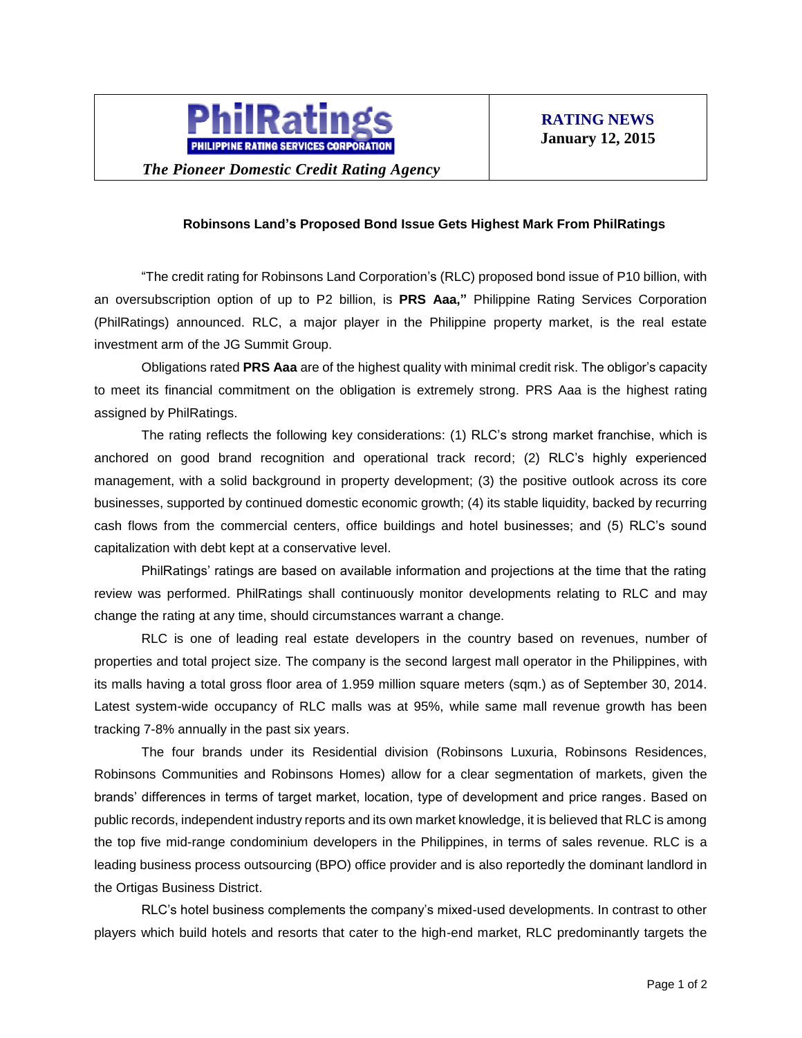**PhilRatings**
PHILIPPINE RATING SERVICES CORPORATION

*The Pioneer Domestic Credit Rating Agency*

**RATING NEWS**
**January 12, 2015**

**Robinsons Land's Proposed Bond Issue Gets Highest Mark From PhilRatings**

"The credit rating for Robinsons Land Corporation's (RLC) proposed bond issue of P10 billion, with an oversubscription option of up to P2 billion, is **PRS Aaa,"** Philippine Rating Services Corporation (PhilRatings) announced. RLC, a major player in the Philippine property market, is the real estate investment arm of the JG Summit Group.

Obligations rated **PRS Aaa** are of the highest quality with minimal credit risk. The obligor's capacity to meet its financial commitment on the obligation is extremely strong. PRS Aaa is the highest rating assigned by PhilRatings.

The rating reflects the following key considerations: (1) RLC's strong market franchise, which is anchored on good brand recognition and operational track record; (2) RLC's highly experienced management, with a solid background in property development; (3) the positive outlook across its core businesses, supported by continued domestic economic growth; (4) its stable liquidity, backed by recurring cash flows from the commercial centers, office buildings and hotel businesses; and (5) RLC's sound capitalization with debt kept at a conservative level.

PhilRatings' ratings are based on available information and projections at the time that the rating review was performed. PhilRatings shall continuously monitor developments relating to RLC and may change the rating at any time, should circumstances warrant a change.

RLC is one of leading real estate developers in the country based on revenues, number of properties and total project size. The company is the second largest mall operator in the Philippines, with its malls having a total gross floor area of 1.959 million square meters (sqm.) as of September 30, 2014. Latest system-wide occupancy of RLC malls was at 95%, while same mall revenue growth has been tracking 7-8% annually in the past six years.

The four brands under its Residential division (Robinsons Luxuria, Robinsons Residences, Robinsons Communities and Robinsons Homes) allow for a clear segmentation of markets, given the brands' differences in terms of target market, location, type of development and price ranges. Based on public records, independent industry reports and its own market knowledge, it is believed that RLC is among the top five mid-range condominium developers in the Philippines, in terms of sales revenue. RLC is a leading business process outsourcing (BPO) office provider and is also reportedly the dominant landlord in the Ortigas Business District.

RLC's hotel business complements the company's mixed-used developments. In contrast to other players which build hotels and resorts that cater to the high-end market, RLC predominantly targets the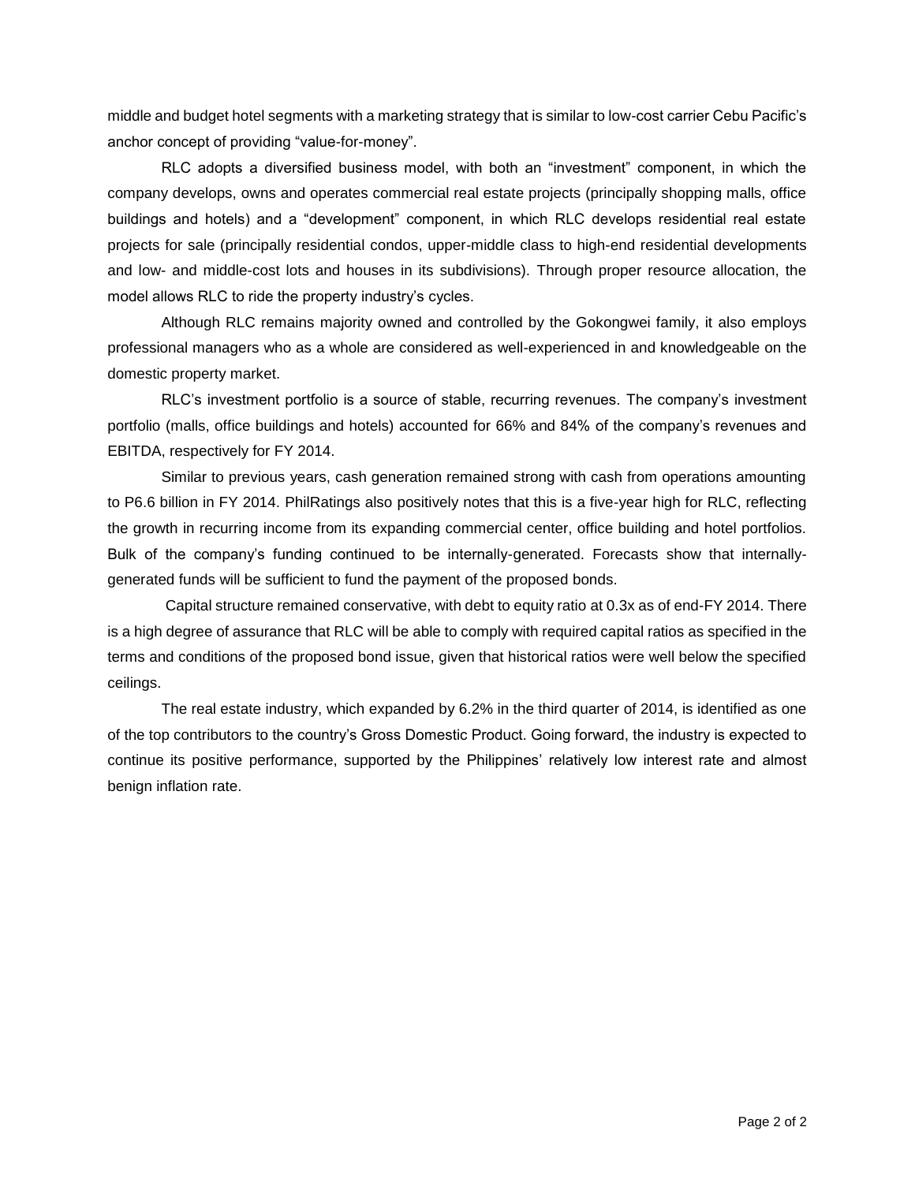middle and budget hotel segments with a marketing strategy that is similar to low-cost carrier Cebu Pacific's anchor concept of providing "value-for-money".

RLC adopts a diversified business model, with both an "investment" component, in which the company develops, owns and operates commercial real estate projects (principally shopping malls, office buildings and hotels) and a "development" component, in which RLC develops residential real estate projects for sale (principally residential condos, upper-middle class to high-end residential developments and low- and middle-cost lots and houses in its subdivisions). Through proper resource allocation, the model allows RLC to ride the property industry's cycles.

Although RLC remains majority owned and controlled by the Gokongwei family, it also employs professional managers who as a whole are considered as well-experienced in and knowledgeable on the domestic property market.

RLC's investment portfolio is a source of stable, recurring revenues. The company's investment portfolio (malls, office buildings and hotels) accounted for 66% and 84% of the company's revenues and EBITDA, respectively for FY 2014.

Similar to previous years, cash generation remained strong with cash from operations amounting to P6.6 billion in FY 2014. PhilRatings also positively notes that this is a five-year high for RLC, reflecting the growth in recurring income from its expanding commercial center, office building and hotel portfolios. Bulk of the company's funding continued to be internally-generated. Forecasts show that internally-generated funds will be sufficient to fund the payment of the proposed bonds.

Capital structure remained conservative, with debt to equity ratio at 0.3x as of end-FY 2014. There is a high degree of assurance that RLC will be able to comply with required capital ratios as specified in the terms and conditions of the proposed bond issue, given that historical ratios were well below the specified ceilings.

The real estate industry, which expanded by 6.2% in the third quarter of 2014, is identified as one of the top contributors to the country's Gross Domestic Product. Going forward, the industry is expected to continue its positive performance, supported by the Philippines' relatively low interest rate and almost benign inflation rate.